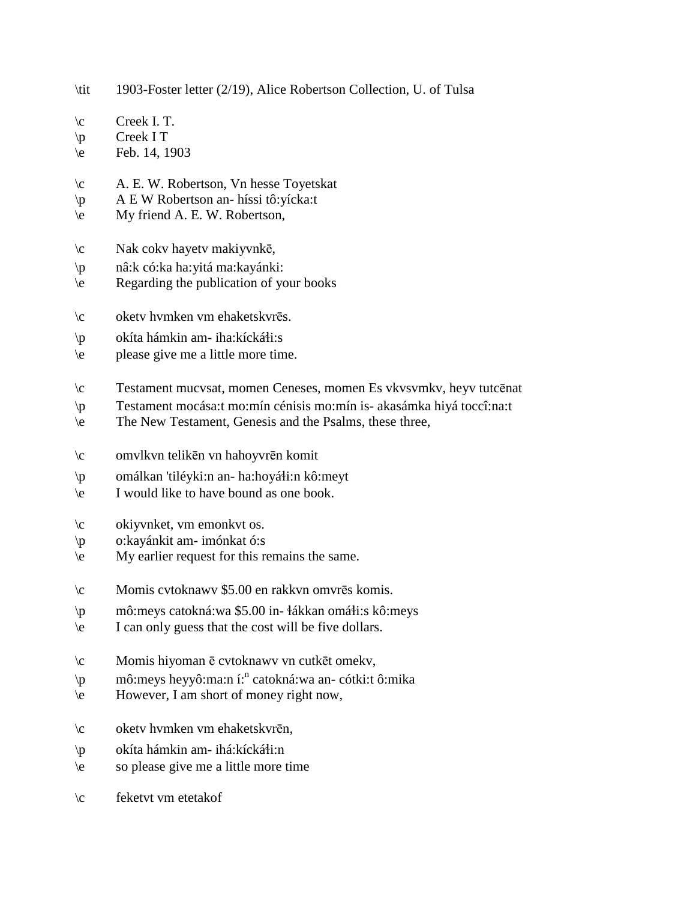\tit 1903-Foster letter (2/19), Alice Robertson Collection, U. of Tulsa

\c Creek I. T.
\p Creek I T
\e Feb. 14, 1903

\c A. E. W. Robertson, Vn hesse Toyetskat
\p A E W Robertson an- híssi tô:yícka:t
\e My friend A. E. W. Robertson,

\c Nak cokv hayetv makiyvnkē,
\p nâ:k có:ka ha:yitá ma:kayánki:
\e Regarding the publication of your books

\c oketv hvmken vm ehaketskvrēs.
\p okíta hámkin am- iha:kíckáɬi:s
\e please give me a little more time.

\c Testament mucvsat, momen Ceneses, momen Es vkvsvmkv, heyv tutcēnat
\p Testament mocása:t mo:mín cénisis mo:mín is- akasámka hiyá toccî:na:t
\e The New Testament, Genesis and the Psalms, these three,

\c omvlkvn telikēn vn hahoyvrēn komit
\p omálkan 'tiléyki:n an- ha:hoyáɬi:n kô:meyt
\e I would like to have bound as one book.

\c okiyvnket, vm emonkvt os.
\p o:kayánkit am- imónkat ó:s
\e My earlier request for this remains the same.

\c Momis cvtoknawv $5.00 en rakkvn omvrēs komis.
\p mô:meys catokná:wa $5.00 in- ɬákkan omáɬi:s kô:meys
\e I can only guess that the cost will be five dollars.

\c Momis hiyoman ē cvtoknawv vn cutkēt omekv,
\p mô:meys heyyô:ma:n í:ⁿ catokná:wa an- cótki:t ô:mika
\e However, I am short of money right now,

\c oketv hvmken vm ehaketskvrēn,
\p okíta hámkin am- ihá:kíckáɬi:n
\e so please give me a little more time

\c feketvt vm etetakof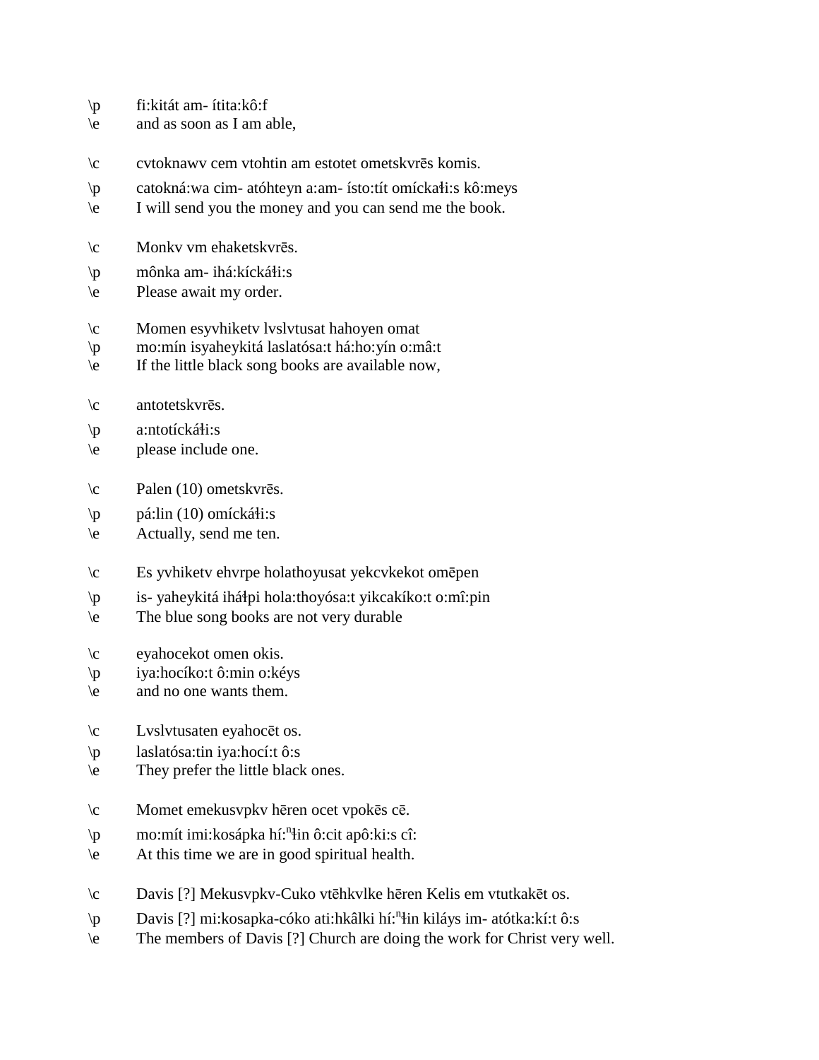\p fi:kitát am- ítita:kô:f
\e and as soon as I am able,

\c cvtoknawv cem vtohtin am estotet ometskvrēs komis.
\p catokná:wa cim- atóhteyn a:am- ísto:tít omíckaɬi:s kô:meys
\e I will send you the money and you can send me the book.

\c Monkv vm ehaketskvrēs.
\p mônka am- ihá:kíckáɬi:s
\e Please await my order.

\c Momen esyvhiketv lvslvtusat hahoyen omat
\p mo:mín isyaheykitá laslatósa:t há:ho:yín o:mâ:t
\e If the little black song books are available now,

\c antotetskvrēs.
\p a:ntotíckáɬi:s
\e please include one.

\c Palen (10) ometskvrēs.
\p pá:lin (10) omíckáɬi:s
\e Actually, send me ten.

\c Es yvhiketv ehvrpe holathoyusat yekcvkekot omēpen
\p is- yaheykitá iháɬpi hola:thoyósa:t yikcakíko:t o:mî:pin
\e The blue song books are not very durable

\c eyahocekot omen okis.
\p iya:hocíko:t ô:min o:kéys
\e and no one wants them.

\c Lvslvtusaten eyahocēt os.
\p laslatósa:tin iya:hocí:t ô:s
\e They prefer the little black ones.

\c Momet emekusvpkv hēren ocet vpokēs cē.
\p mo:mít imi:kosápka hí:$^{n}$ɬin ô:cit apô:ki:s cî:
\e At this time we are in good spiritual health.

\c Davis [?] Mekusvpkv-Cuko vtēhkvlke hēren Kelis em vtutkakēt os.
\p Davis [?] mi:kosapka-cóko ati:hkâlki hí:$^{n}$ɬin kiláys im- atótka:kí:t ô:s
\e The members of Davis [?] Church are doing the work for Christ very well.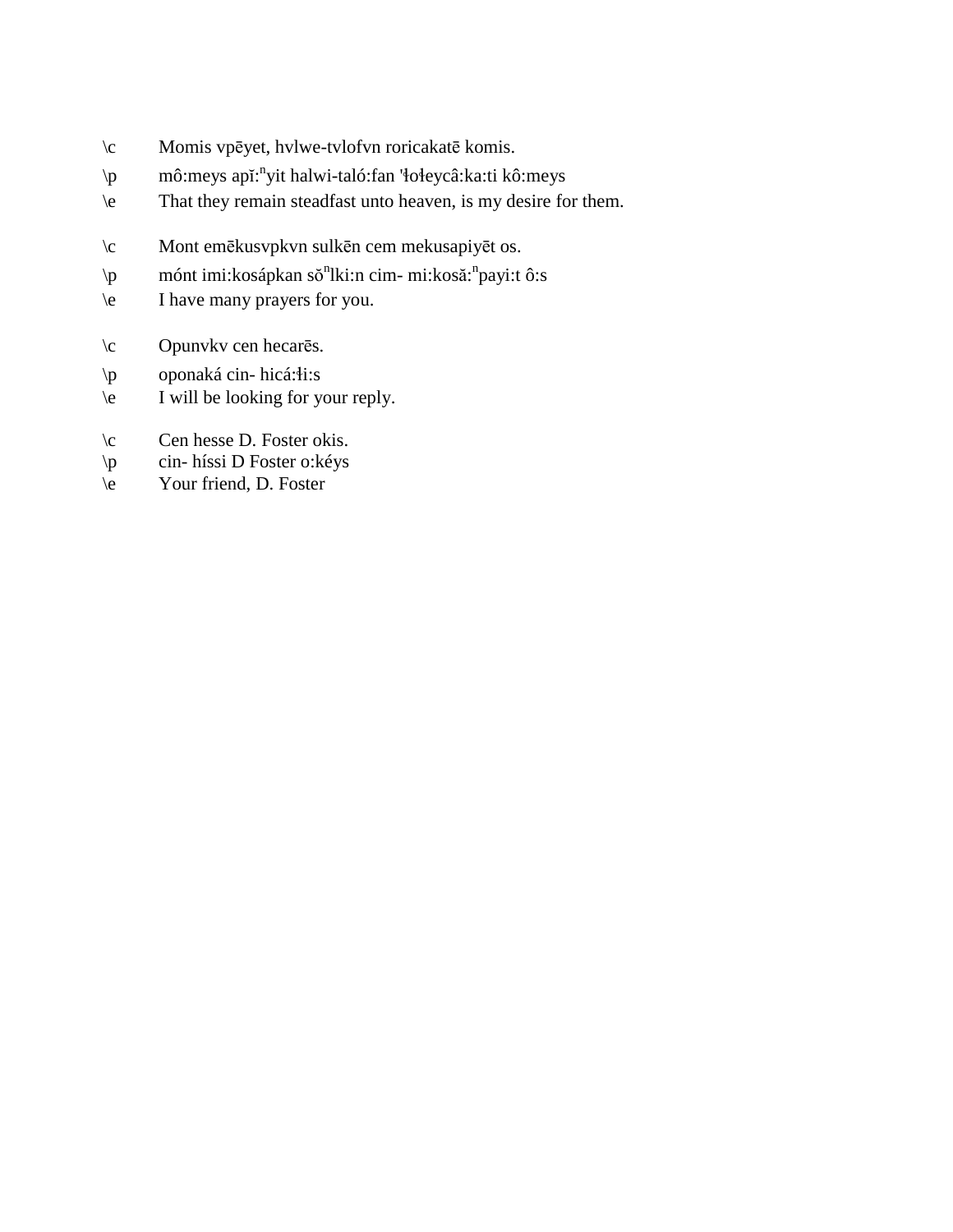\c Momis vpēyet, hvlwe-tvlofvn roricakatē komis.

\p mô:meys apĭ:$^{n}$yit halwi-taló:fan 'łołeycâ:ka:ti kô:meys

\e That they remain steadfast unto heaven, is my desire for them.

\c Mont emēkusvpkvn sulkēn cem mekusapiyēt os.

\p mónt imi:kosápkan sŏ$^{n}$lki:n cim- mi:kosă:$^{n}$payi:t ô:s

\e I have many prayers for you.

\c Opunvkv cen hecarēs.

\p oponaká cin- hicá:łi:s

\e I will be looking for your reply.

\c Cen hesse D. Foster okis.

\p cin- híssi D Foster o:kéys

\e Your friend, D. Foster